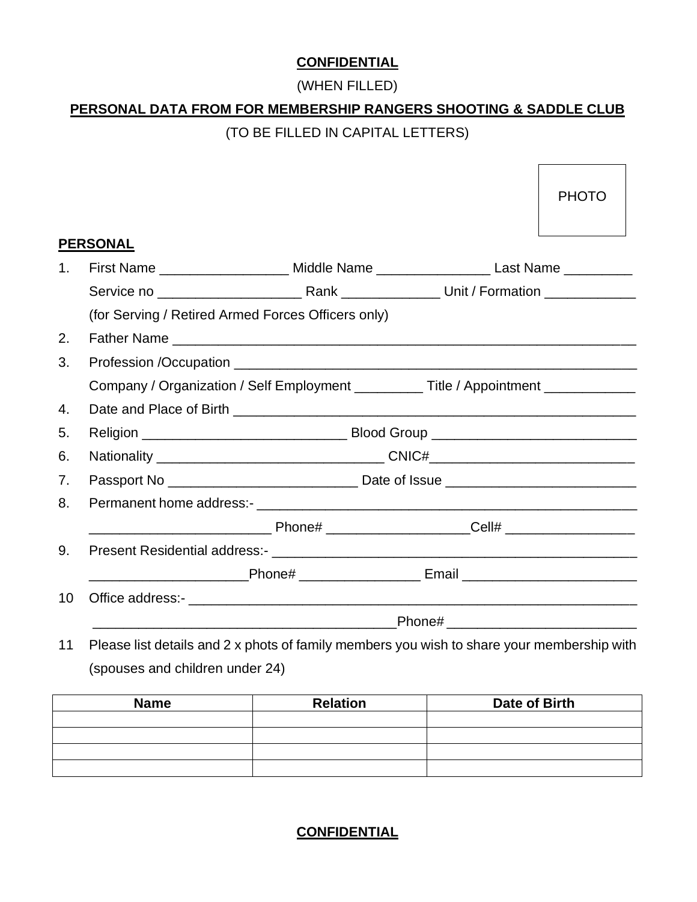**CONFIDENTIAL**

(WHEN FILLED)

**PERSONAL DATA FROM FOR MEMBERSHIP RANGERS SHOOTING & SADDLE CLUB**

(TO BE FILLED IN CAPITAL LETTERS)

PHOTO

**PERSONAL**

1. First Name _________________ Middle Name _______________ Last Name _________

   Service no ___________________ Rank _____________ Unit / Formation ____________

   (for Serving / Retired Armed Forces Officers only)

2. Father Name ______________________________________________________________

3. Profession /Occupation _______________________________________________________

   Company / Organization / Self Employment _________ Title / Appointment ____________

4. Date and Place of Birth _______________________________________________________

5. Religion ___________________________ Blood Group ___________________________

6. Nationality ______________________________ CNIC#___________________________

7. Passport No _________________________ Date of Issue _________________________

8. Permanent home address:- __________________________________________________

   ________________________ Phone# ___________________Cell# _________________

9. Present Residential address:- _______________________________________________

   _____________________Phone# ________________ Email _______________________

10 Office address:- ______________________________________________________________

   _______________________________________Phone# _________________________

11 Please list details and 2 x phots of family members you wish to share your membership with (spouses and children under 24)

| Name | Relation | Date of Birth |
|---|---|---|
| | | |
| | | |
| | | |
| | | |

**CONFIDENTIAL**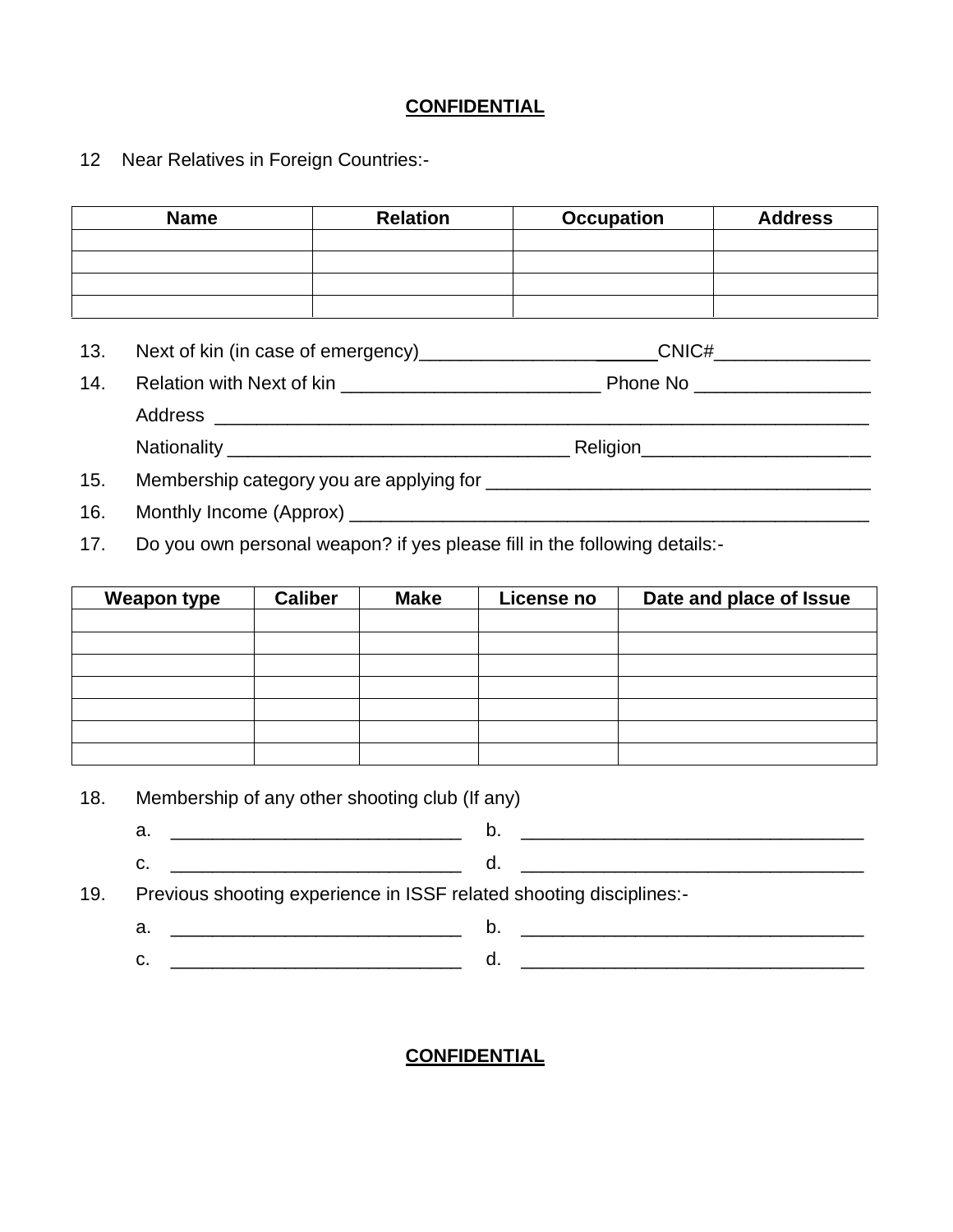**CONFIDENTIAL**

12 Near Relatives in Foreign Countries:-

| Name | Relation | Occupation | Address |
|---|---|---|---|
| | | | |
| | | | |
| | | | |
| | | | |

13. Next of kin (in case of emergency)_______________________CNIC#_______________

14. Relation with Next of kin _________________________ Phone No _________________

    Address ______________________________________________________________

    Nationality _________________________________ Religion______________________

15. Membership category you are applying for _____________________________________

16. Monthly Income (Approx) ___________________________________________________

17. Do you own personal weapon? if yes please fill in the following details:-

| Weapon type | Caliber | Make | License no | Date and place of Issue |
|---|---|---|---|---|
| | | | | |
| | | | | |
| | | | | |
| | | | | |
| | | | | |
| | | | | |
| | | | | |

18. Membership of any other shooting club (If any)

    a. ____________________________ b. _________________________________

    c. ____________________________ d. _________________________________

19. Previous shooting experience in ISSF related shooting disciplines:-

    a. ____________________________ b. _________________________________

    c. ____________________________ d. _________________________________

**CONFIDENTIAL**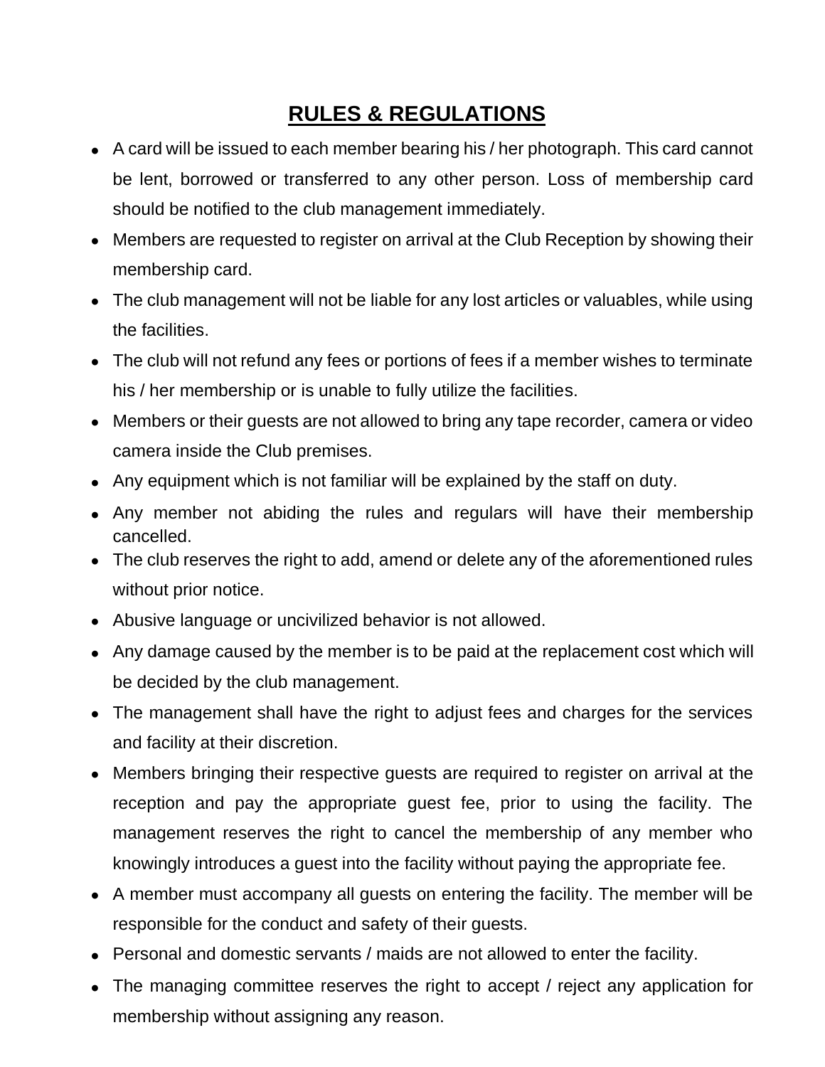## RULES & REGULATIONS

- A card will be issued to each member bearing his / her photograph. This card cannot be lent, borrowed or transferred to any other person. Loss of membership card should be notified to the club management immediately.
- Members are requested to register on arrival at the Club Reception by showing their membership card.
- The club management will not be liable for any lost articles or valuables, while using the facilities.
- The club will not refund any fees or portions of fees if a member wishes to terminate his / her membership or is unable to fully utilize the facilities.
- Members or their guests are not allowed to bring any tape recorder, camera or video camera inside the Club premises.
- Any equipment which is not familiar will be explained by the staff on duty.
- Any member not abiding the rules and regulars will have their membership cancelled.
- The club reserves the right to add, amend or delete any of the aforementioned rules without prior notice.
- Abusive language or uncivilized behavior is not allowed.
- Any damage caused by the member is to be paid at the replacement cost which will be decided by the club management.
- The management shall have the right to adjust fees and charges for the services and facility at their discretion.
- Members bringing their respective guests are required to register on arrival at the reception and pay the appropriate guest fee, prior to using the facility. The management reserves the right to cancel the membership of any member who knowingly introduces a guest into the facility without paying the appropriate fee.
- A member must accompany all guests on entering the facility. The member will be responsible for the conduct and safety of their guests.
- Personal and domestic servants / maids are not allowed to enter the facility.
- The managing committee reserves the right to accept / reject any application for membership without assigning any reason.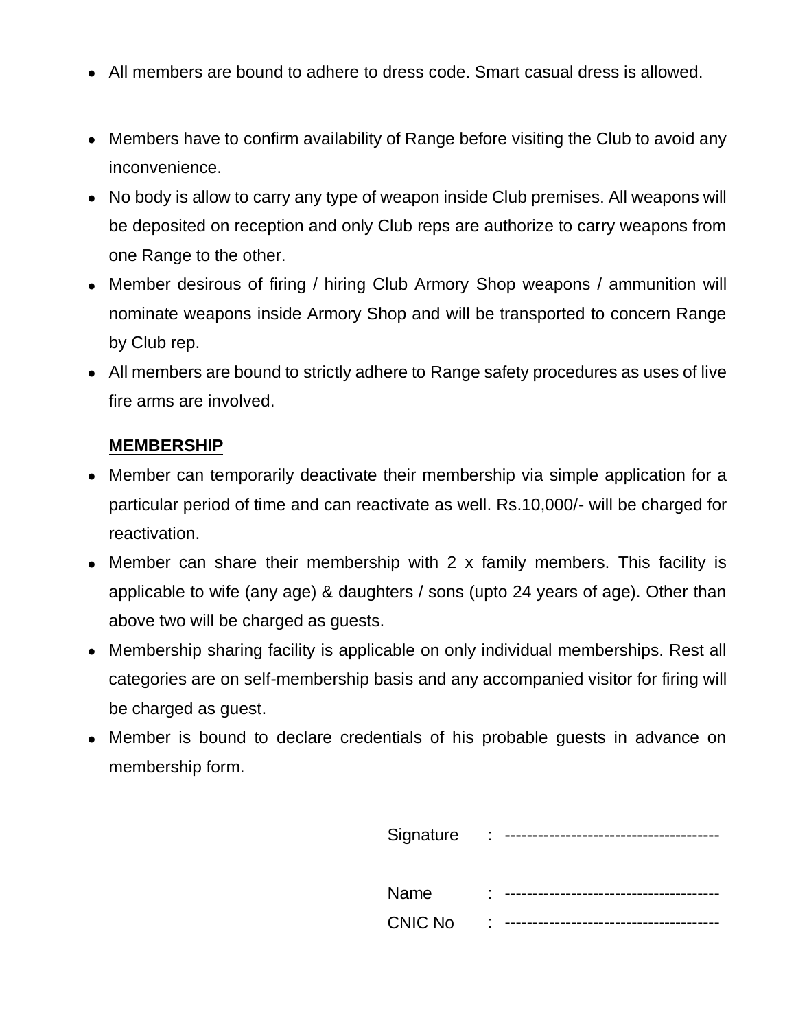- All members are bound to adhere to dress code. Smart casual dress is allowed.

- Members have to confirm availability of Range before visiting the Club to avoid any inconvenience.
- No body is allow to carry any type of weapon inside Club premises. All weapons will be deposited on reception and only Club reps are authorize to carry weapons from one Range to the other.
- Member desirous of firing / hiring Club Armory Shop weapons / ammunition will nominate weapons inside Armory Shop and will be transported to concern Range by Club rep.
- All members are bound to strictly adhere to Range safety procedures as uses of live fire arms are involved.

**MEMBERSHIP**

- Member can temporarily deactivate their membership via simple application for a particular period of time and can reactivate as well. Rs.10,000/- will be charged for reactivation.
- Member can share their membership with 2 x family members. This facility is applicable to wife (any age) & daughters / sons (upto 24 years of age). Other than above two will be charged as guests.
- Membership sharing facility is applicable on only individual memberships. Rest all categories are on self-membership basis and any accompanied visitor for firing will be charged as guest.
- Member is bound to declare credentials of his probable guests in advance on membership form.

Signature : --------------------------------------

Name : --------------------------------------

CNIC No : --------------------------------------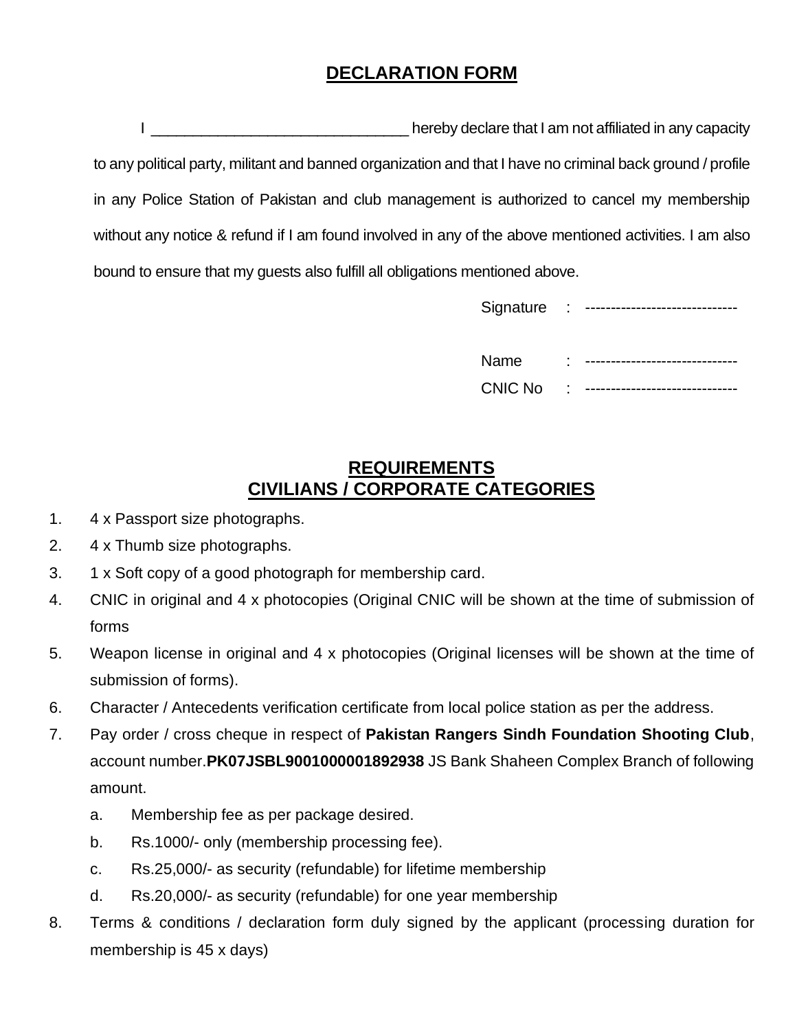# DECLARATION FORM

I _______________________________ hereby declare that I am not affiliated in any capacity to any political party, militant and banned organization and that I have no criminal back ground / profile in any Police Station of Pakistan and club management is authorized to cancel my membership without any notice & refund if I am found involved in any of the above mentioned activities. I am also bound to ensure that my guests also fulfill all obligations mentioned above.

Signature : ------------------------------

Name : ------------------------------

CNIC No : ------------------------------

## REQUIREMENTS
## CIVILIANS / CORPORATE CATEGORIES

1. 4 x Passport size photographs.
2. 4 x Thumb size photographs.
3. 1 x Soft copy of a good photograph for membership card.
4. CNIC in original and 4 x photocopies (Original CNIC will be shown at the time of submission of forms
5. Weapon license in original and 4 x photocopies (Original licenses will be shown at the time of submission of forms).
6. Character / Antecedents verification certificate from local police station as per the address.
7. Pay order / cross cheque in respect of **Pakistan Rangers Sindh Foundation Shooting Club**, account number.**PK07JSBL9001000001892938** JS Bank Shaheen Complex Branch of following amount.
   a. Membership fee as per package desired.
   b. Rs.1000/- only (membership processing fee).
   c. Rs.25,000/- as security (refundable) for lifetime membership
   d. Rs.20,000/- as security (refundable) for one year membership
8. Terms & conditions / declaration form duly signed by the applicant (processing duration for membership is 45 x days)